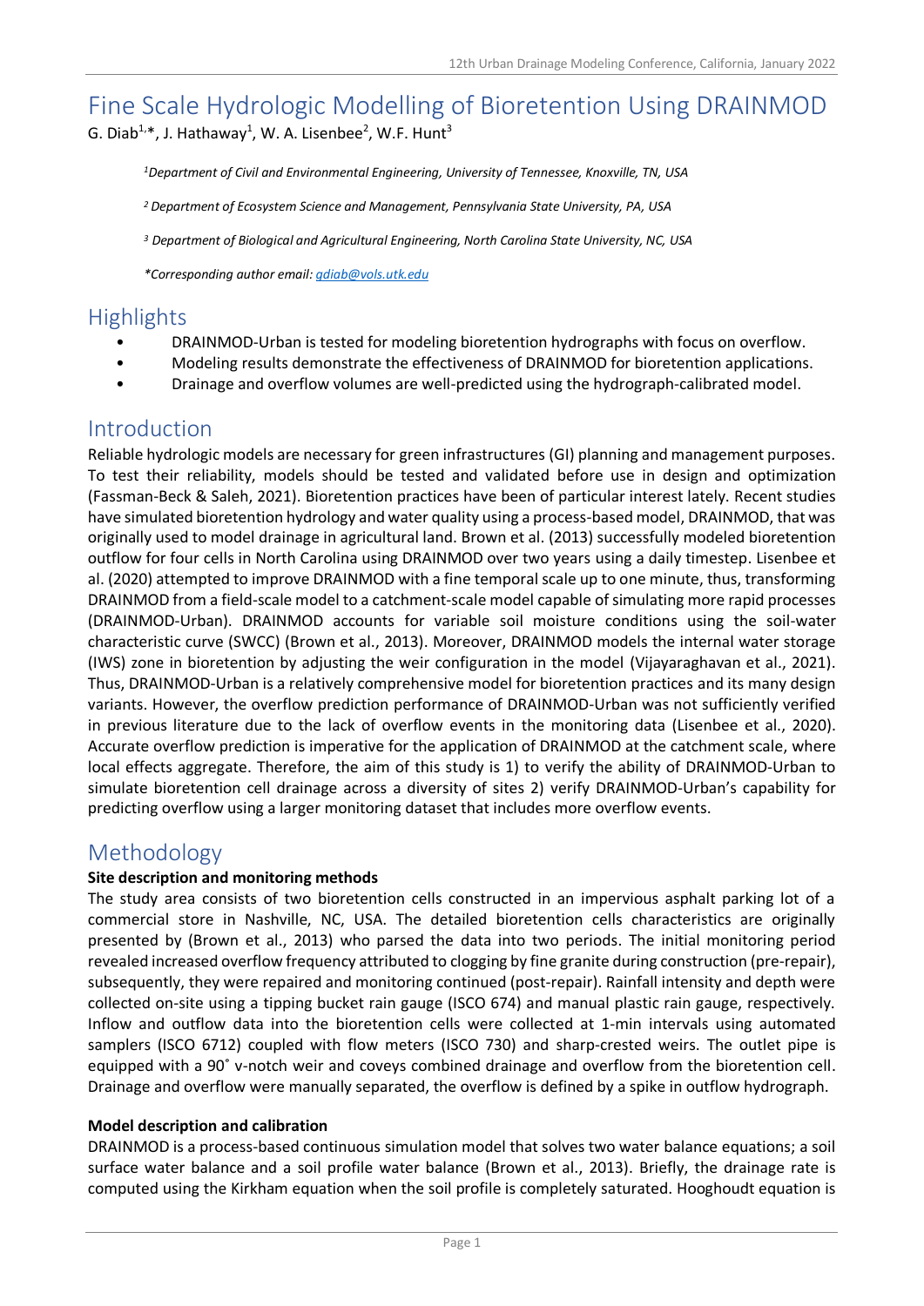# Fine Scale Hydrologic Modelling of Bioretention Using DRAINMOD

G. Diab[1,]*, J. Hathaway[1], W. A. Lisenbee[2], W.F. Hunt[3]

*[1]Department of Civil and Environmental Engineering, University of Tennessee, Knoxville, TN, USA*

*[2] Department of Ecosystem Science and Management, Pennsylvania State University, PA, USA*

*[3] Department of Biological and Agricultural Engineering, North Carolina State University, NC, USA*

*\*Corresponding author email: gdiab@vols.utk.edu*

## Highlights

- DRAINMOD-Urban is tested for modeling bioretention hydrographs with focus on overflow.
- Modeling results demonstrate the effectiveness of DRAINMOD for bioretention applications.
- Drainage and overflow volumes are well-predicted using the hydrograph-calibrated model.

## Introduction

Reliable hydrologic models are necessary for green infrastructures (GI) planning and management purposes. To test their reliability, models should be tested and validated before use in design and optimization (Fassman-Beck & Saleh, 2021). Bioretention practices have been of particular interest lately. Recent studies have simulated bioretention hydrology and water quality using a process-based model, DRAINMOD, that was originally used to model drainage in agricultural land. Brown et al. (2013) successfully modeled bioretention outflow for four cells in North Carolina using DRAINMOD over two years using a daily timestep. Lisenbee et al. (2020) attempted to improve DRAINMOD with a fine temporal scale up to one minute, thus, transforming DRAINMOD from a field-scale model to a catchment-scale model capable of simulating more rapid processes (DRAINMOD-Urban). DRAINMOD accounts for variable soil moisture conditions using the soil-water characteristic curve (SWCC) (Brown et al., 2013). Moreover, DRAINMOD models the internal water storage (IWS) zone in bioretention by adjusting the weir configuration in the model (Vijayaraghavan et al., 2021). Thus, DRAINMOD-Urban is a relatively comprehensive model for bioretention practices and its many design variants. However, the overflow prediction performance of DRAINMOD-Urban was not sufficiently verified in previous literature due to the lack of overflow events in the monitoring data (Lisenbee et al., 2020). Accurate overflow prediction is imperative for the application of DRAINMOD at the catchment scale, where local effects aggregate. Therefore, the aim of this study is 1) to verify the ability of DRAINMOD-Urban to simulate bioretention cell drainage across a diversity of sites 2) verify DRAINMOD-Urban's capability for predicting overflow using a larger monitoring dataset that includes more overflow events.

## Methodology

**Site description and monitoring methods**

The study area consists of two bioretention cells constructed in an impervious asphalt parking lot of a commercial store in Nashville, NC, USA. The detailed bioretention cells characteristics are originally presented by (Brown et al., 2013) who parsed the data into two periods. The initial monitoring period revealed increased overflow frequency attributed to clogging by fine granite during construction (pre-repair), subsequently, they were repaired and monitoring continued (post-repair). Rainfall intensity and depth were collected on-site using a tipping bucket rain gauge (ISCO 674) and manual plastic rain gauge, respectively. Inflow and outflow data into the bioretention cells were collected at 1-min intervals using automated samplers (ISCO 6712) coupled with flow meters (ISCO 730) and sharp-crested weirs. The outlet pipe is equipped with a 90˚ v-notch weir and coveys combined drainage and overflow from the bioretention cell. Drainage and overflow were manually separated, the overflow is defined by a spike in outflow hydrograph.

**Model description and calibration**

DRAINMOD is a process-based continuous simulation model that solves two water balance equations; a soil surface water balance and a soil profile water balance (Brown et al., 2013). Briefly, the drainage rate is computed using the Kirkham equation when the soil profile is completely saturated. Hooghoudt equation is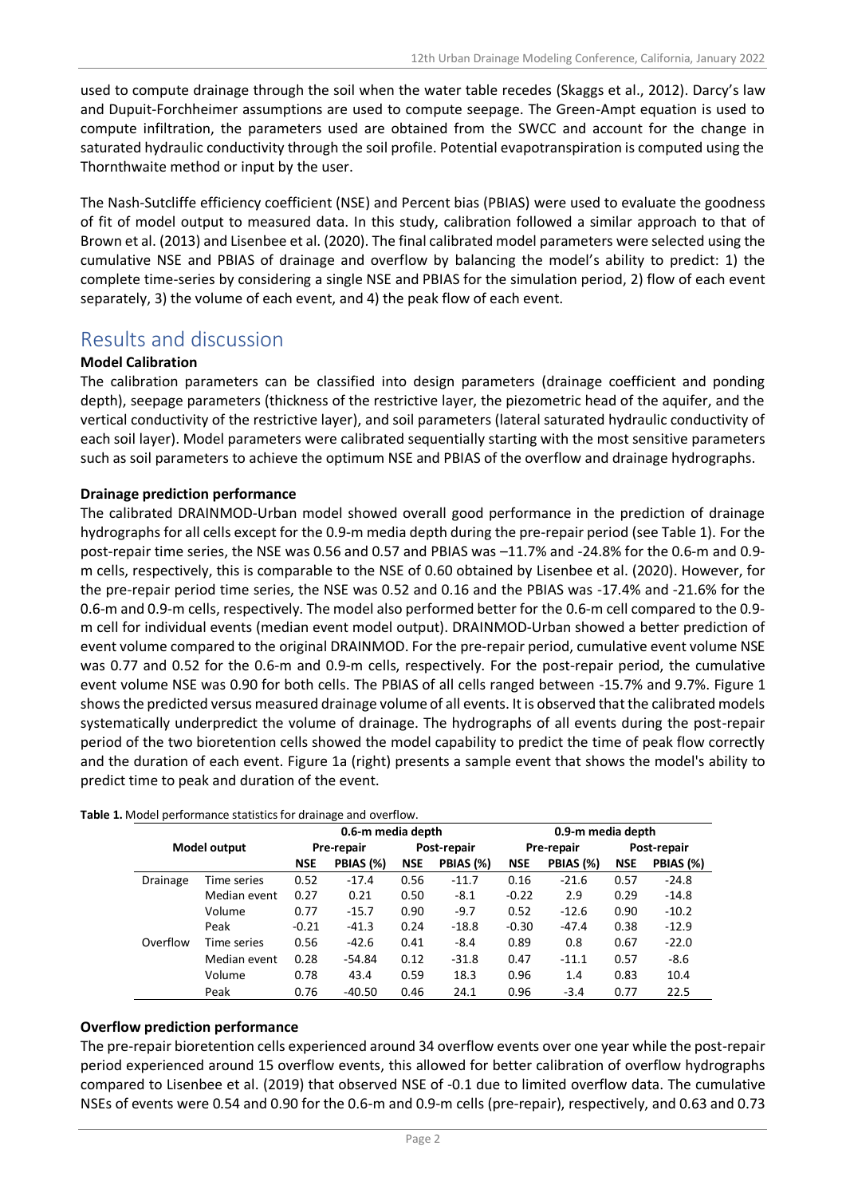used to compute drainage through the soil when the water table recedes (Skaggs et al., 2012). Darcy's law and Dupuit-Forchheimer assumptions are used to compute seepage. The Green-Ampt equation is used to compute infiltration, the parameters used are obtained from the SWCC and account for the change in saturated hydraulic conductivity through the soil profile. Potential evapotranspiration is computed using the Thornthwaite method or input by the user.

The Nash-Sutcliffe efficiency coefficient (NSE) and Percent bias (PBIAS) were used to evaluate the goodness of fit of model output to measured data. In this study, calibration followed a similar approach to that of Brown et al. (2013) and Lisenbee et al. (2020). The final calibrated model parameters were selected using the cumulative NSE and PBIAS of drainage and overflow by balancing the model's ability to predict: 1) the complete time-series by considering a single NSE and PBIAS for the simulation period, 2) flow of each event separately, 3) the volume of each event, and 4) the peak flow of each event.

# Results and discussion

**Model Calibration**

The calibration parameters can be classified into design parameters (drainage coefficient and ponding depth), seepage parameters (thickness of the restrictive layer, the piezometric head of the aquifer, and the vertical conductivity of the restrictive layer), and soil parameters (lateral saturated hydraulic conductivity of each soil layer). Model parameters were calibrated sequentially starting with the most sensitive parameters such as soil parameters to achieve the optimum NSE and PBIAS of the overflow and drainage hydrographs.

**Drainage prediction performance**

The calibrated DRAINMOD-Urban model showed overall good performance in the prediction of drainage hydrographs for all cells except for the 0.9-m media depth during the pre-repair period (see Table 1). For the post-repair time series, the NSE was 0.56 and 0.57 and PBIAS was –11.7% and -24.8% for the 0.6-m and 0.9-m cells, respectively, this is comparable to the NSE of 0.60 obtained by Lisenbee et al. (2020). However, for the pre-repair period time series, the NSE was 0.52 and 0.16 and the PBIAS was -17.4% and -21.6% for the 0.6-m and 0.9-m cells, respectively. The model also performed better for the 0.6-m cell compared to the 0.9-m cell for individual events (median event model output). DRAINMOD-Urban showed a better prediction of event volume compared to the original DRAINMOD. For the pre-repair period, cumulative event volume NSE was 0.77 and 0.52 for the 0.6-m and 0.9-m cells, respectively. For the post-repair period, the cumulative event volume NSE was 0.90 for both cells. The PBIAS of all cells ranged between -15.7% and 9.7%. Figure 1 shows the predicted versus measured drainage volume of all events. It is observed that the calibrated models systematically underpredict the volume of drainage. The hydrographs of all events during the post-repair period of the two bioretention cells showed the model capability to predict the time of peak flow correctly and the duration of each event. Figure 1a (right) presents a sample event that shows the model's ability to predict time to peak and duration of the event.

**Table 1.** Model performance statistics for drainage and overflow.

| Model output | | 0.6-m media depth | | | | 0.9-m media depth | | | |
|---|---|---|---|---|---|---|---|---|---|
| | | Pre-repair | | Post-repair | | Pre-repair | | Post-repair | |
| | | NSE | PBIAS (%) | NSE | PBIAS (%) | NSE | PBIAS (%) | NSE | PBIAS (%) |
| Drainage | Time series | 0.52 | -17.4 | 0.56 | -11.7 | 0.16 | -21.6 | 0.57 | -24.8 |
| | Median event | 0.27 | 0.21 | 0.50 | -8.1 | -0.22 | 2.9 | 0.29 | -14.8 |
| | Volume | 0.77 | -15.7 | 0.90 | -9.7 | 0.52 | -12.6 | 0.90 | -10.2 |
| | Peak | -0.21 | -41.3 | 0.24 | -18.8 | -0.30 | -47.4 | 0.38 | -12.9 |
| Overflow | Time series | 0.56 | -42.6 | 0.41 | -8.4 | 0.89 | 0.8 | 0.67 | -22.0 |
| | Median event | 0.28 | -54.84 | 0.12 | -31.8 | 0.47 | -11.1 | 0.57 | -8.6 |
| | Volume | 0.78 | 43.4 | 0.59 | 18.3 | 0.96 | 1.4 | 0.83 | 10.4 |
| | Peak | 0.76 | -40.50 | 0.46 | 24.1 | 0.96 | -3.4 | 0.77 | 22.5 |

**Overflow prediction performance**

The pre-repair bioretention cells experienced around 34 overflow events over one year while the post-repair period experienced around 15 overflow events, this allowed for better calibration of overflow hydrographs compared to Lisenbee et al. (2019) that observed NSE of -0.1 due to limited overflow data. The cumulative NSEs of events were 0.54 and 0.90 for the 0.6-m and 0.9-m cells (pre-repair), respectively, and 0.63 and 0.73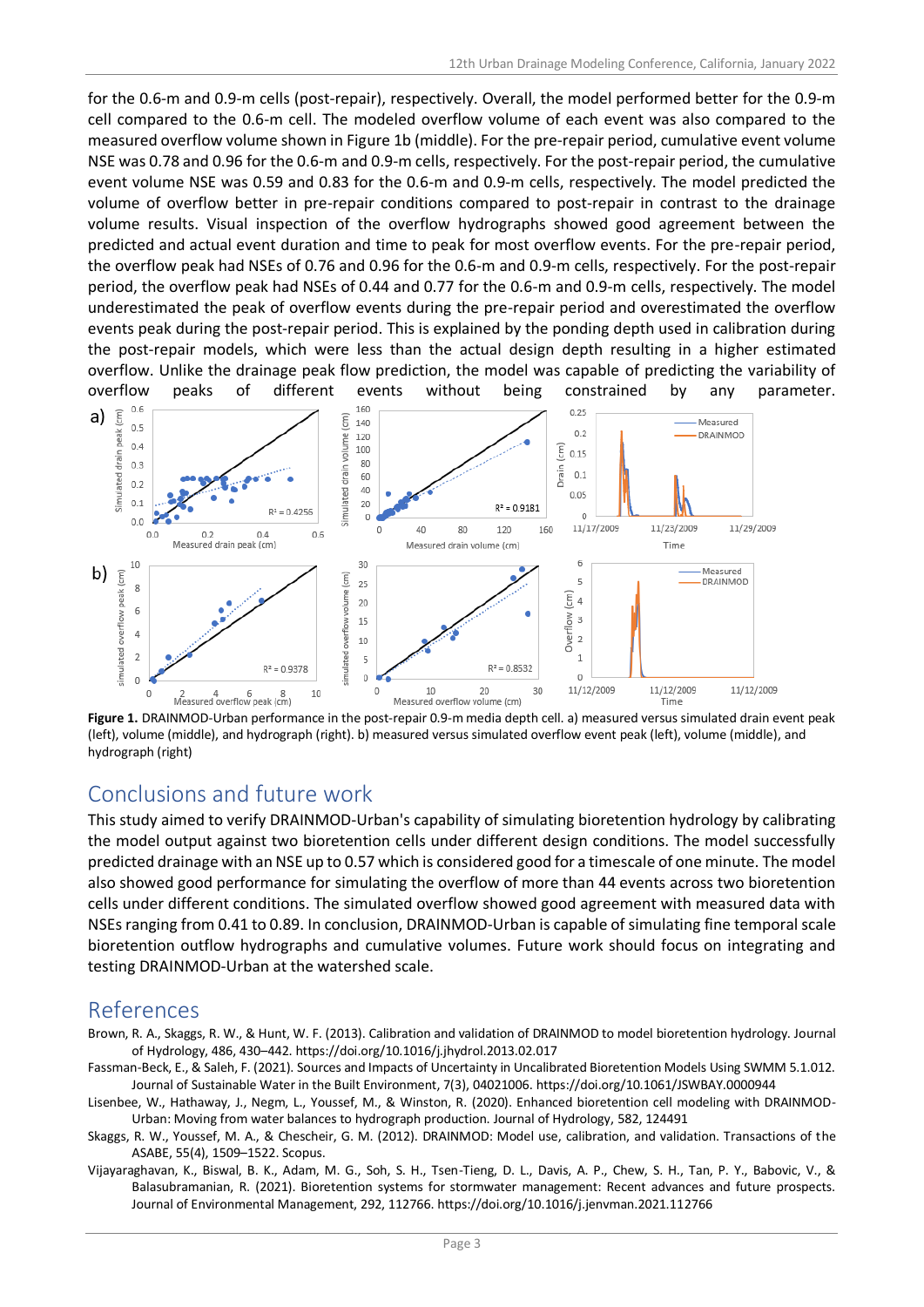for the 0.6-m and 0.9-m cells (post-repair), respectively. Overall, the model performed better for the 0.9-m cell compared to the 0.6-m cell. The modeled overflow volume of each event was also compared to the measured overflow volume shown in Figure 1b (middle). For the pre-repair period, cumulative event volume NSE was 0.78 and 0.96 for the 0.6-m and 0.9-m cells, respectively. For the post-repair period, the cumulative event volume NSE was 0.59 and 0.83 for the 0.6-m and 0.9-m cells, respectively. The model predicted the volume of overflow better in pre-repair conditions compared to post-repair in contrast to the drainage volume results. Visual inspection of the overflow hydrographs showed good agreement between the predicted and actual event duration and time to peak for most overflow events. For the pre-repair period, the overflow peak had NSEs of 0.76 and 0.96 for the 0.6-m and 0.9-m cells, respectively. For the post-repair period, the overflow peak had NSEs of 0.44 and 0.77 for the 0.6-m and 0.9-m cells, respectively. The model underestimated the peak of overflow events during the pre-repair period and overestimated the overflow events peak during the post-repair period. This is explained by the ponding depth used in calibration during the post-repair models, which were less than the actual design depth resulting in a higher estimated overflow. Unlike the drainage peak flow prediction, the model was capable of predicting the variability of overflow peaks of different events without being constrained by any parameter.

a)

Simulated drain peak (cm)
Measured drain peak (cm)
$R^2 = 0.4255$

Simulated drain volume (cm)
Measured drain volume (cm)
$R^2 = 0.9181$

Drain (cm)
Measured
DRAINMOD
11/17/2009
11/23/2009
11/29/2009
Time

b)

simulated overflow peak (cm)
Measured overflow peak (cm)
$R^2 = 0.9378$

simulated overflow volume (cm)
Measured overflow volume (cm)
$R^2 = 0.8532$

Overflow (cm)
Measured
DRAINMOD
11/12/2009
11/12/2009
11/12/2009
Time

**Figure 1.** DRAINMOD-Urban performance in the post-repair 0.9-m media depth cell. a) measured versus simulated drain event peak (left), volume (middle), and hydrograph (right). b) measured versus simulated overflow event peak (left), volume (middle), and hydrograph (right)

## Conclusions and future work

This study aimed to verify DRAINMOD-Urban's capability of simulating bioretention hydrology by calibrating the model output against two bioretention cells under different design conditions. The model successfully predicted drainage with an NSE up to 0.57 which is considered good for a timescale of one minute. The model also showed good performance for simulating the overflow of more than 44 events across two bioretention cells under different conditions. The simulated overflow showed good agreement with measured data with NSEs ranging from 0.41 to 0.89. In conclusion, DRAINMOD-Urban is capable of simulating fine temporal scale bioretention outflow hydrographs and cumulative volumes. Future work should focus on integrating and testing DRAINMOD-Urban at the watershed scale.

## References

Brown, R. A., Skaggs, R. W., & Hunt, W. F. (2013). Calibration and validation of DRAINMOD to model bioretention hydrology. Journal of Hydrology, 486, 430–442. https://doi.org/10.1016/j.jhydrol.2013.02.017

Fassman-Beck, E., & Saleh, F. (2021). Sources and Impacts of Uncertainty in Uncalibrated Bioretention Models Using SWMM 5.1.012. Journal of Sustainable Water in the Built Environment, 7(3), 04021006. https://doi.org/10.1061/JSWBAY.0000944

Lisenbee, W., Hathaway, J., Negm, L., Youssef, M., & Winston, R. (2020). Enhanced bioretention cell modeling with DRAINMOD-Urban: Moving from water balances to hydrograph production. Journal of Hydrology, 582, 124491

Skaggs, R. W., Youssef, M. A., & Chescheir, G. M. (2012). DRAINMOD: Model use, calibration, and validation. Transactions of the ASABE, 55(4), 1509–1522. Scopus.

Vijayaraghavan, K., Biswal, B. K., Adam, M. G., Soh, S. H., Tsen-Tieng, D. L., Davis, A. P., Chew, S. H., Tan, P. Y., Babovic, V., & Balasubramanian, R. (2021). Bioretention systems for stormwater management: Recent advances and future prospects. Journal of Environmental Management, 292, 112766. https://doi.org/10.1016/j.jenvman.2021.112766